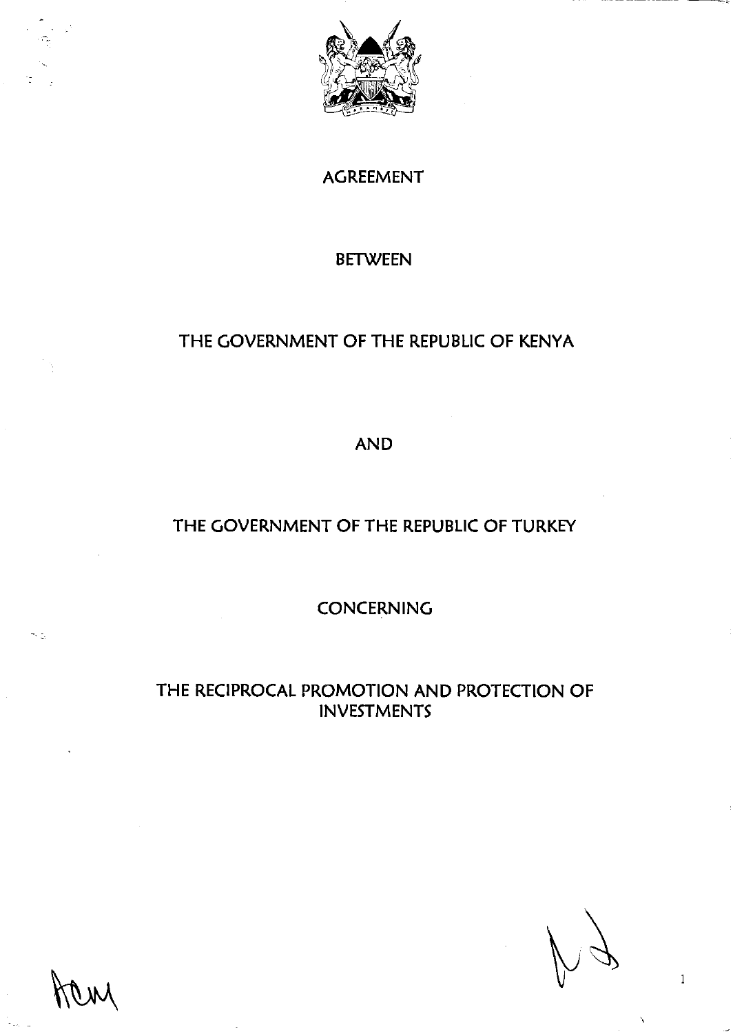# AGREEMENT

# BETWEEN

# THE GOVERNMENT OF THE REPUBLIC OF KENYA

# AND

# THE GOVERNMENT OF THE REPUBLIC OF TURKEY

# CONCERNING

# THE RECIPROCAL PROMOTION AND PROTECTION OF INVESTMENTS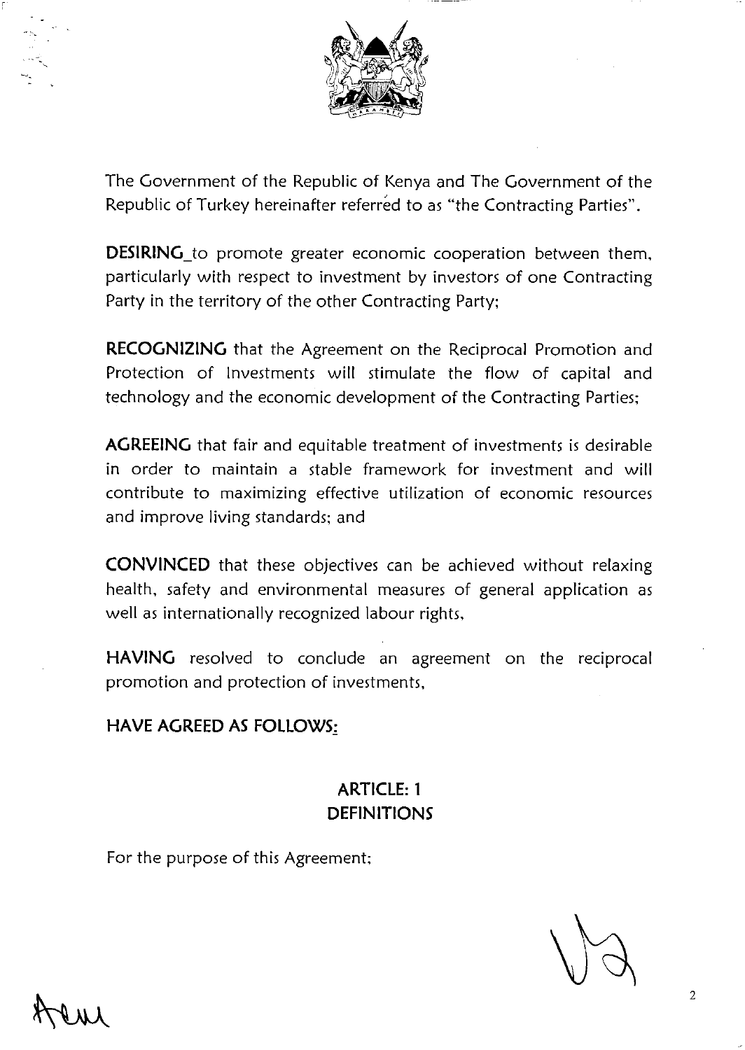The Government of the Republic of Kenya and The Government of the Republic of Turkey hereinafter referred to as "the Contracting Parties".

**DESIRING**_to promote greater economic cooperation between them, particularly with respect to investment by investors of one Contracting Party in the territory of the other Contracting Party;

**RECOGNIZING** that the Agreement on the Reciprocal Promotion and Protection of Investments will stimulate the flow of capital and technology and the economic development of the Contracting Parties;

**AGREEING** that fair and equitable treatment of investments is desirable in order to maintain a stable framework for investment and will contribute to maximizing effective utilization of economic resources and improve living standards; and

**CONVINCED** that these objectives can be achieved without relaxing health, safety and environmental measures of general application as well as internationally recognized labour rights,

**HAVING** resolved to conclude an agreement on the reciprocal promotion and protection of investments,

**HAVE AGREED AS FOLLOWS:**

## ARTICLE: 1
## DEFINITIONS

For the purpose of this Agreement;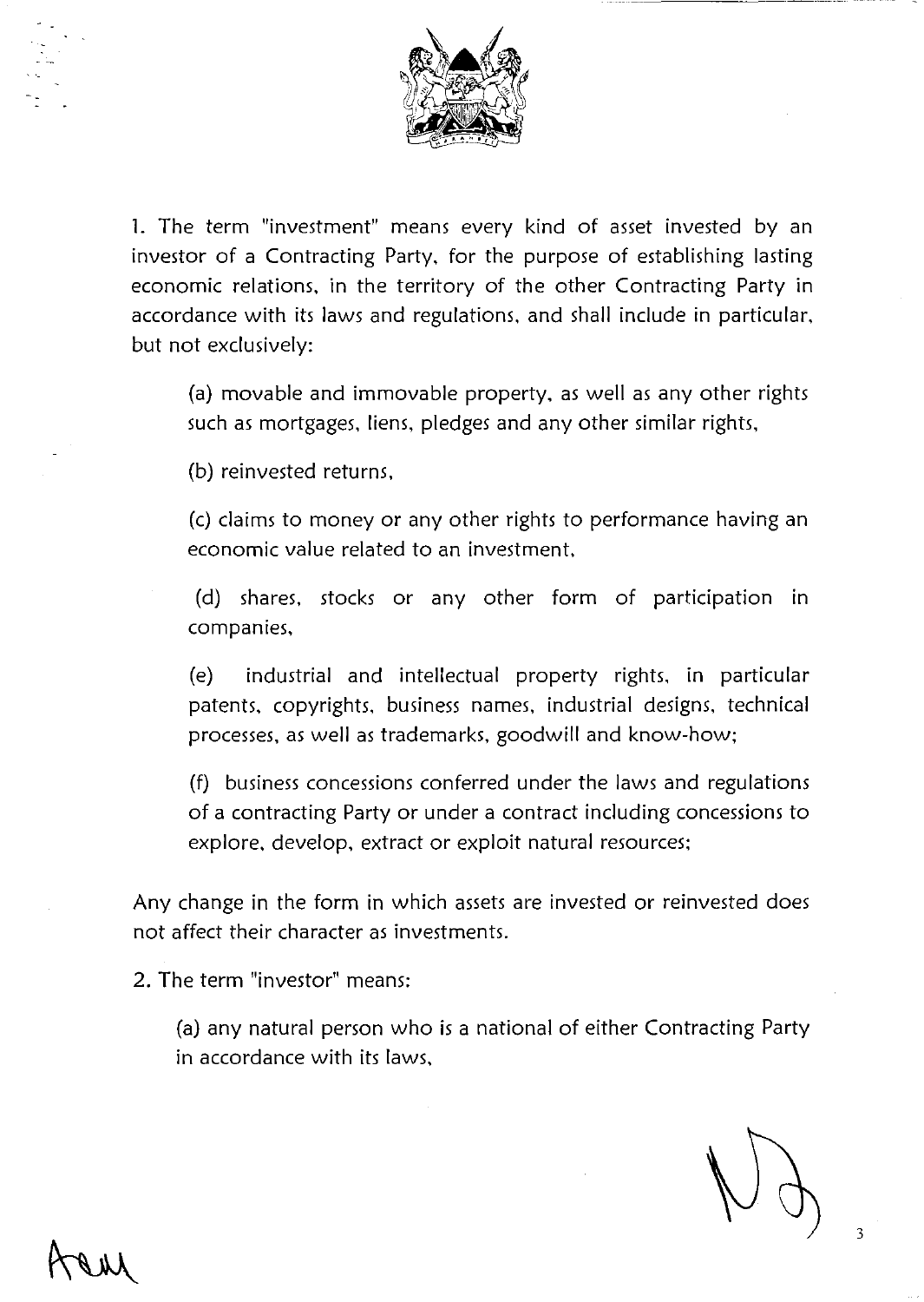1. The term "investment" means every kind of asset invested by an investor of a Contracting Party, for the purpose of establishing lasting economic relations, in the territory of the other Contracting Party in accordance with its laws and regulations, and shall include in particular, but not exclusively:

(a) movable and immovable property, as well as any other rights such as mortgages, liens, pledges and any other similar rights,

(b) reinvested returns,

(c) claims to money or any other rights to performance having an economic value related to an investment,

(d) shares, stocks or any other form of participation in companies,

(e) industrial and intellectual property rights, in particular patents, copyrights, business names, industrial designs, technical processes, as well as trademarks, goodwill and know-how;

(f) business concessions conferred under the laws and regulations of a contracting Party or under a contract including concessions to explore, develop, extract or exploit natural resources;

Any change in the form in which assets are invested or reinvested does not affect their character as investments.

2. The term "investor" means:

(a) any natural person who is a national of either Contracting Party in accordance with its laws,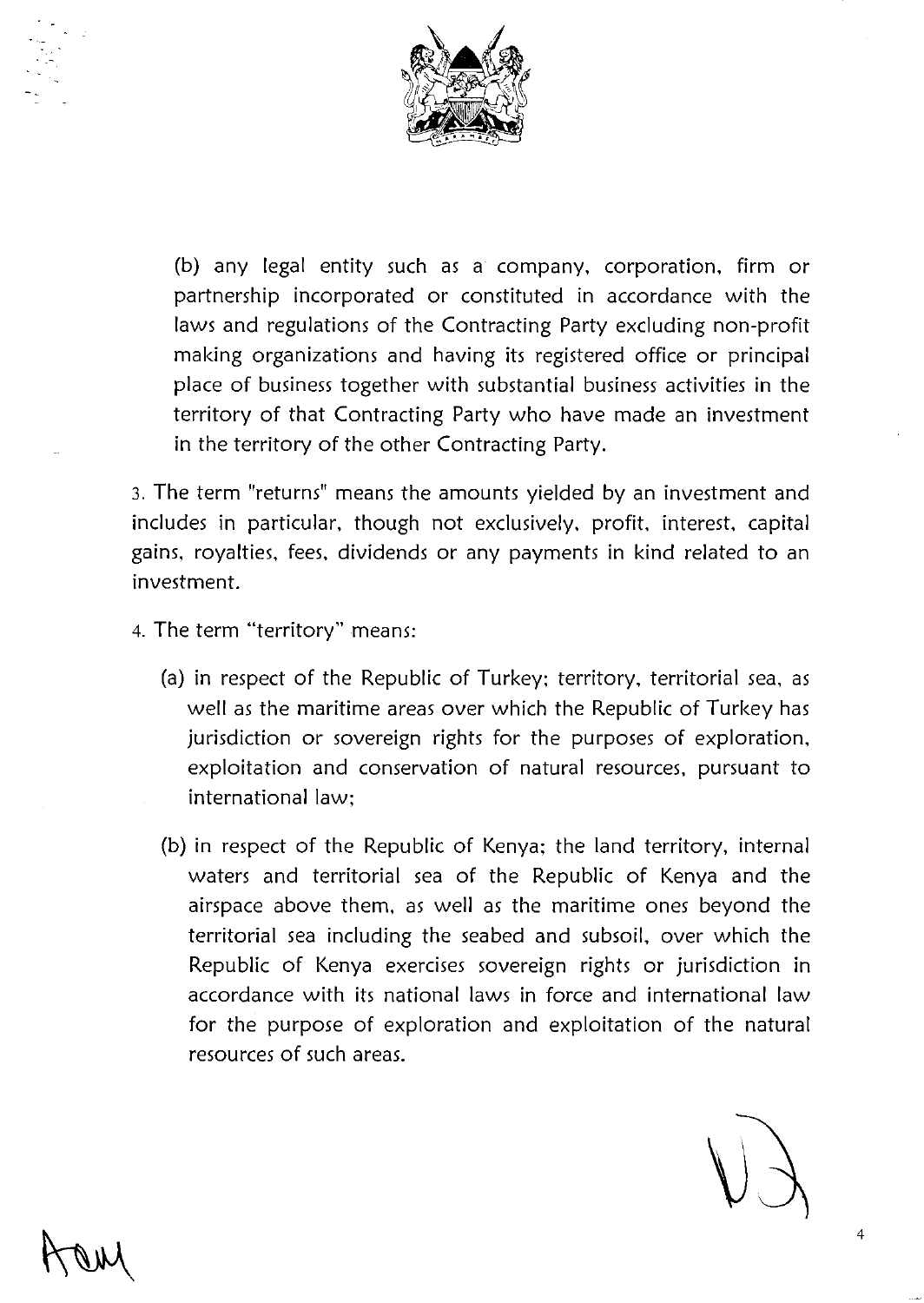(b) any legal entity such as a company, corporation, firm or partnership incorporated or constituted in accordance with the laws and regulations of the Contracting Party excluding non-profit making organizations and having its registered office or principal place of business together with substantial business activities in the territory of that Contracting Party who have made an investment in the territory of the other Contracting Party.

3. The term "returns" means the amounts yielded by an investment and includes in particular, though not exclusively, profit, interest, capital gains, royalties, fees, dividends or any payments in kind related to an investment.

4. The term "territory" means:

   (a) in respect of the Republic of Turkey; territory, territorial sea, as well as the maritime areas over which the Republic of Turkey has jurisdiction or sovereign rights for the purposes of exploration, exploitation and conservation of natural resources, pursuant to international law;

   (b) in respect of the Republic of Kenya; the land territory, internal waters and territorial sea of the Republic of Kenya and the airspace above them, as well as the maritime ones beyond the territorial sea including the seabed and subsoil, over which the Republic of Kenya exercises sovereign rights or jurisdiction in accordance with its national laws in force and international law for the purpose of exploration and exploitation of the natural resources of such areas.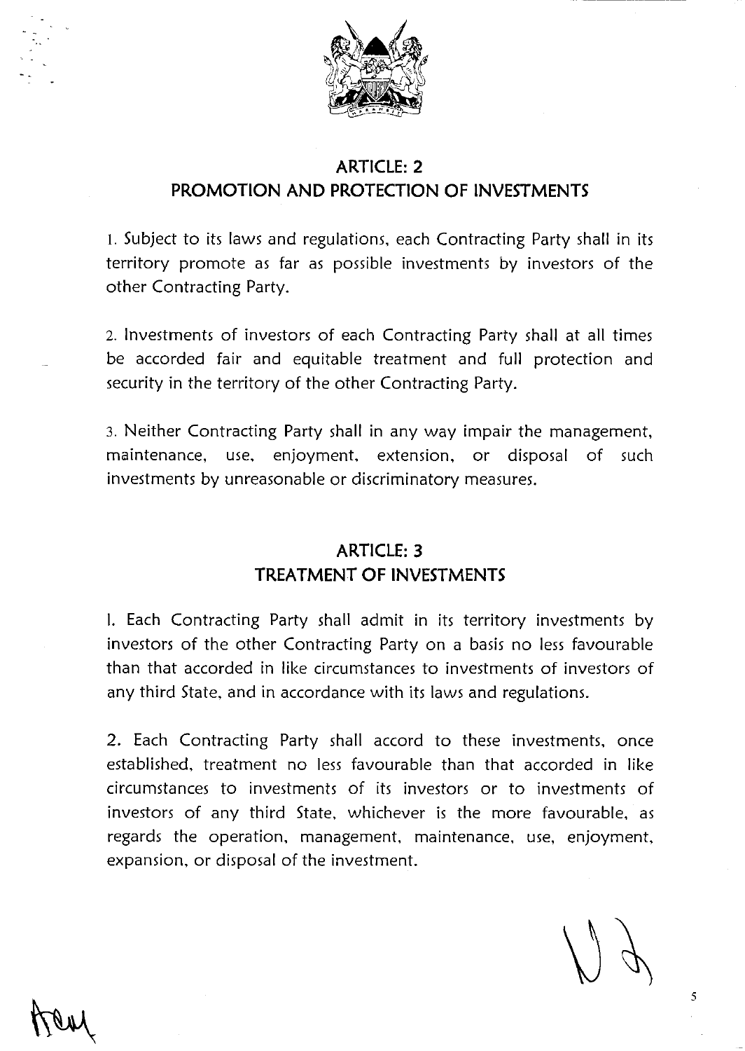## ARTICLE: 2
## PROMOTION AND PROTECTION OF INVESTMENTS

1. Subject to its laws and regulations, each Contracting Party shall in its territory promote as far as possible investments by investors of the other Contracting Party.

2. Investments of investors of each Contracting Party shall at all times be accorded fair and equitable treatment and full protection and security in the territory of the other Contracting Party.

3. Neither Contracting Party shall in any way impair the management, maintenance, use, enjoyment, extension, or disposal of such investments by unreasonable or discriminatory measures.

## ARTICLE: 3
## TREATMENT OF INVESTMENTS

1. Each Contracting Party shall admit in its territory investments by investors of the other Contracting Party on a basis no less favourable than that accorded in like circumstances to investments of investors of any third State, and in accordance with its laws and regulations.

2. Each Contracting Party shall accord to these investments, once established, treatment no less favourable than that accorded in like circumstances to investments of its investors or to investments of investors of any third State, whichever is the more favourable, as regards the operation, management, maintenance, use, enjoyment, expansion, or disposal of the investment.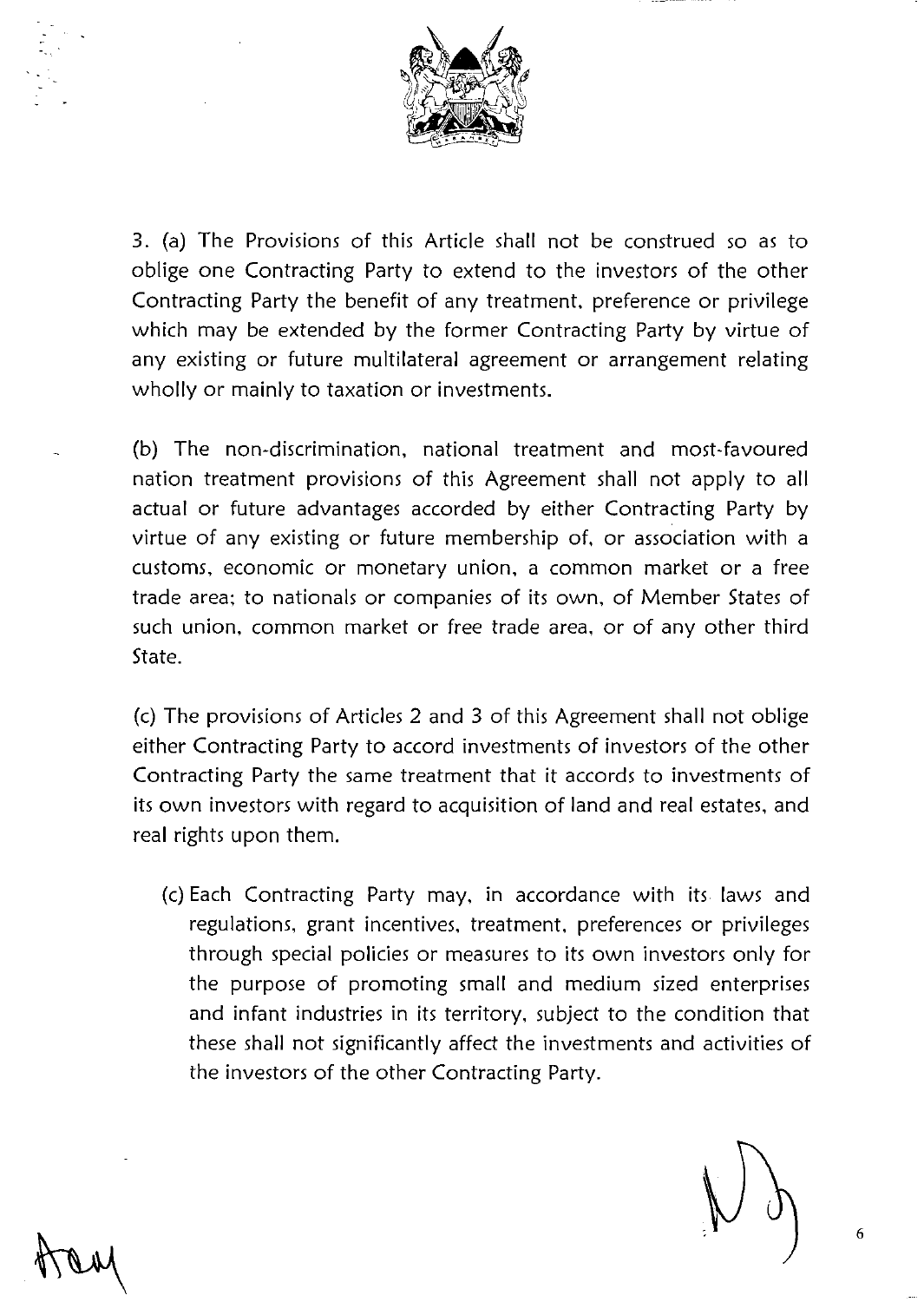3. (a) The Provisions of this Article shall not be construed so as to oblige one Contracting Party to extend to the investors of the other Contracting Party the benefit of any treatment, preference or privilege which may be extended by the former Contracting Party by virtue of any existing or future multilateral agreement or arrangement relating wholly or mainly to taxation or investments.

(b) The non-discrimination, national treatment and most-favoured nation treatment provisions of this Agreement shall not apply to all actual or future advantages accorded by either Contracting Party by virtue of any existing or future membership of, or association with a customs, economic or monetary union, a common market or a free trade area; to nationals or companies of its own, of Member States of such union, common market or free trade area, or of any other third State.

(c) The provisions of Articles 2 and 3 of this Agreement shall not oblige either Contracting Party to accord investments of investors of the other Contracting Party the same treatment that it accords to investments of its own investors with regard to acquisition of land and real estates, and real rights upon them.

(c) Each Contracting Party may, in accordance with its laws and regulations, grant incentives, treatment, preferences or privileges through special policies or measures to its own investors only for the purpose of promoting small and medium sized enterprises and infant industries in its territory, subject to the condition that these shall not significantly affect the investments and activities of the investors of the other Contracting Party.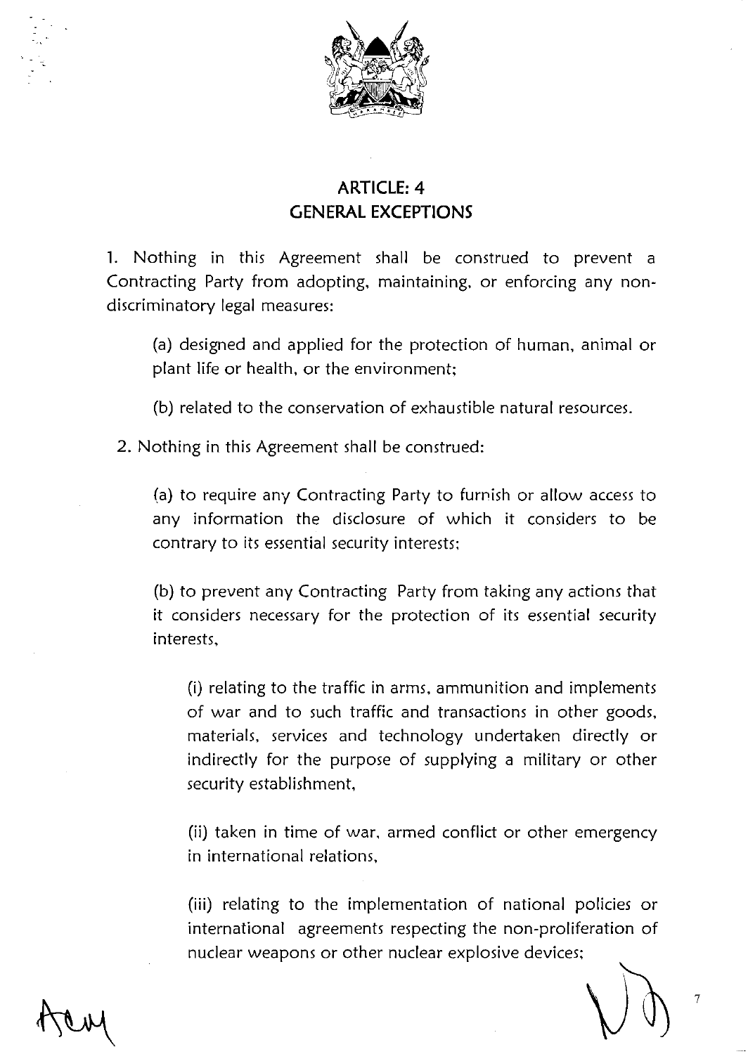## ARTICLE: 4
## GENERAL EXCEPTIONS

1. Nothing in this Agreement shall be construed to prevent a Contracting Party from adopting, maintaining, or enforcing any non-discriminatory legal measures:

   (a) designed and applied for the protection of human, animal or plant life or health, or the environment;

   (b) related to the conservation of exhaustible natural resources.

2. Nothing in this Agreement shall be construed:

   (a) to require any Contracting Party to furnish or allow access to any information the disclosure of which it considers to be contrary to its essential security interests;

   (b) to prevent any Contracting Party from taking any actions that it considers necessary for the protection of its essential security interests,

      (i) relating to the traffic in arms, ammunition and implements of war and to such traffic and transactions in other goods, materials, services and technology undertaken directly or indirectly for the purpose of supplying a military or other security establishment,

      (ii) taken in time of war, armed conflict or other emergency in international relations,

      (iii) relating to the implementation of national policies or international agreements respecting the non-proliferation of nuclear weapons or other nuclear explosive devices;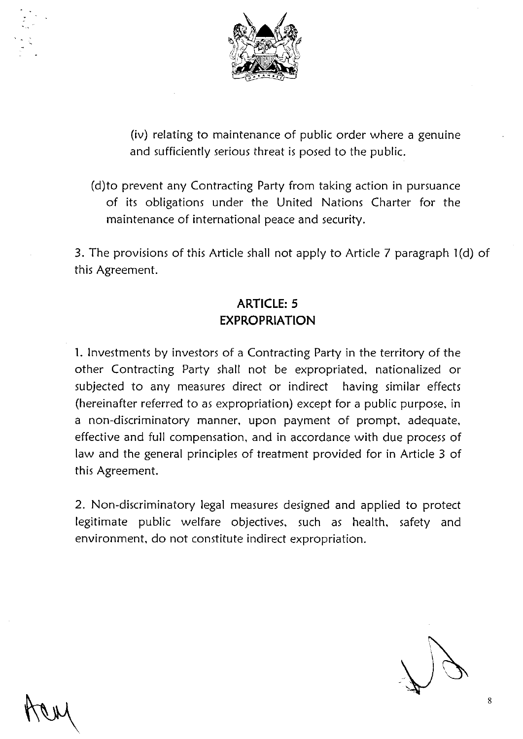(iv) relating to maintenance of public order where a genuine and sufficiently serious threat is posed to the public.

(d) to prevent any Contracting Party from taking action in pursuance of its obligations under the United Nations Charter for the maintenance of international peace and security.

3. The provisions of this Article shall not apply to Article 7 paragraph 1(d) of this Agreement.

## ARTICLE: 5
## EXPROPRIATION

1. Investments by investors of a Contracting Party in the territory of the other Contracting Party shall not be expropriated, nationalized or subjected to any measures direct or indirect having similar effects (hereinafter referred to as expropriation) except for a public purpose, in a non-discriminatory manner, upon payment of prompt, adequate, effective and full compensation, and in accordance with due process of law and the general principles of treatment provided for in Article 3 of this Agreement.

2. Non-discriminatory legal measures designed and applied to protect legitimate public welfare objectives, such as health, safety and environment, do not constitute indirect expropriation.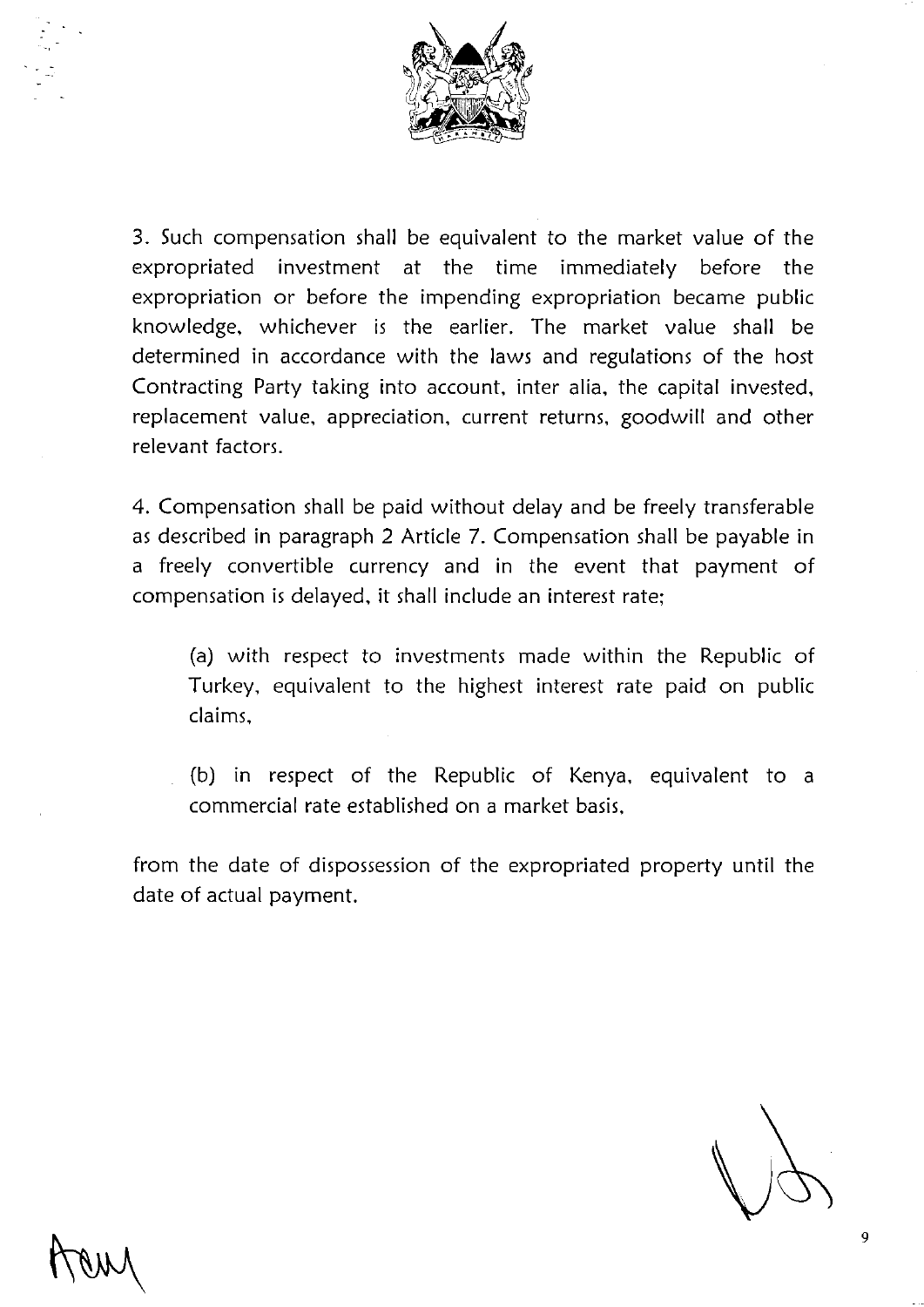3. Such compensation shall be equivalent to the market value of the expropriated investment at the time immediately before the expropriation or before the impending expropriation became public knowledge, whichever is the earlier. The market value shall be determined in accordance with the laws and regulations of the host Contracting Party taking into account, inter alia, the capital invested, replacement value, appreciation, current returns, goodwill and other relevant factors.

4. Compensation shall be paid without delay and be freely transferable as described in paragraph 2 Article 7. Compensation shall be payable in a freely convertible currency and in the event that payment of compensation is delayed, it shall include an interest rate;

(a) with respect to investments made within the Republic of Turkey, equivalent to the highest interest rate paid on public claims,

(b) in respect of the Republic of Kenya, equivalent to a commercial rate established on a market basis,

from the date of dispossession of the expropriated property until the date of actual payment.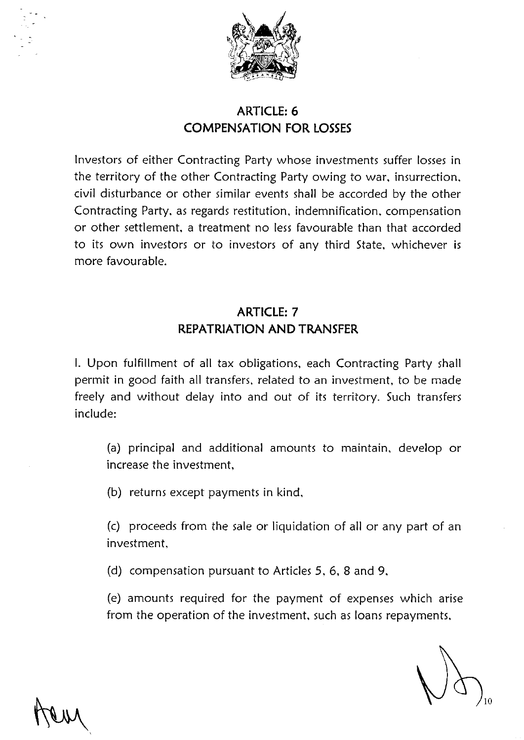## ARTICLE: 6
## COMPENSATION FOR LOSSES

Investors of either Contracting Party whose investments suffer losses in the territory of the other Contracting Party owing to war, insurrection, civil disturbance or other similar events shall be accorded by the other Contracting Party, as regards restitution, indemnification, compensation or other settlement, a treatment no less favourable than that accorded to its own investors or to investors of any third State, whichever is more favourable.

## ARTICLE: 7
## REPATRIATION AND TRANSFER

I. Upon fulfillment of all tax obligations, each Contracting Party shall permit in good faith all transfers, related to an investment, to be made freely and without delay into and out of its territory. Such transfers include:

(a) principal and additional amounts to maintain, develop or increase the investment,

(b) returns except payments in kind,

(c) proceeds from the sale or liquidation of all or any part of an investment,

(d) compensation pursuant to Articles 5, 6, 8 and 9,

(e) amounts required for the payment of expenses which arise from the operation of the investment, such as loans repayments,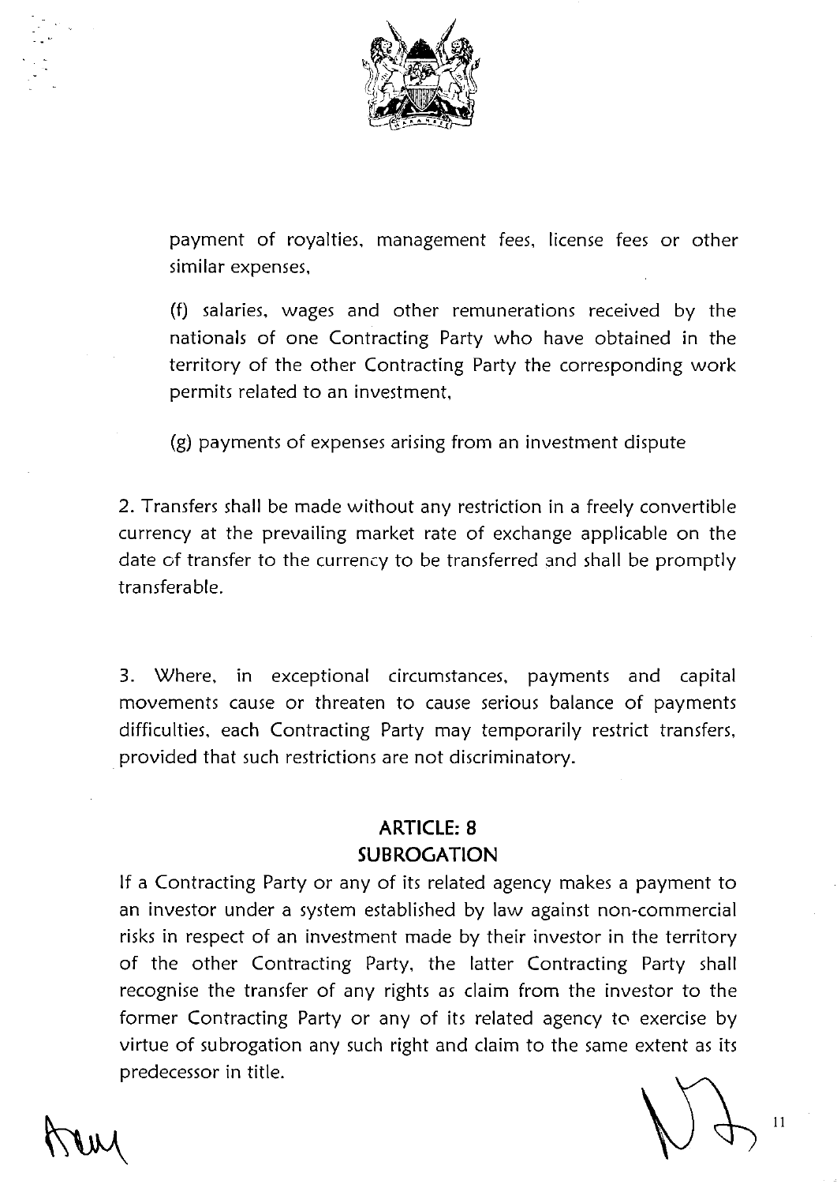payment of royalties, management fees, license fees or other similar expenses,

(f) salaries, wages and other remunerations received by the nationals of one Contracting Party who have obtained in the territory of the other Contracting Party the corresponding work permits related to an investment,

(g) payments of expenses arising from an investment dispute

2. Transfers shall be made without any restriction in a freely convertible currency at the prevailing market rate of exchange applicable on the date of transfer to the currency to be transferred and shall be promptly transferable.

3. Where, in exceptional circumstances, payments and capital movements cause or threaten to cause serious balance of payments difficulties, each Contracting Party may temporarily restrict transfers, provided that such restrictions are not discriminatory.

## ARTICLE: 8
## SUBROGATION

If a Contracting Party or any of its related agency makes a payment to an investor under a system established by law against non-commercial risks in respect of an investment made by their investor in the territory of the other Contracting Party, the latter Contracting Party shall recognise the transfer of any rights as claim from the investor to the former Contracting Party or any of its related agency to exercise by virtue of subrogation any such right and claim to the same extent as its predecessor in title.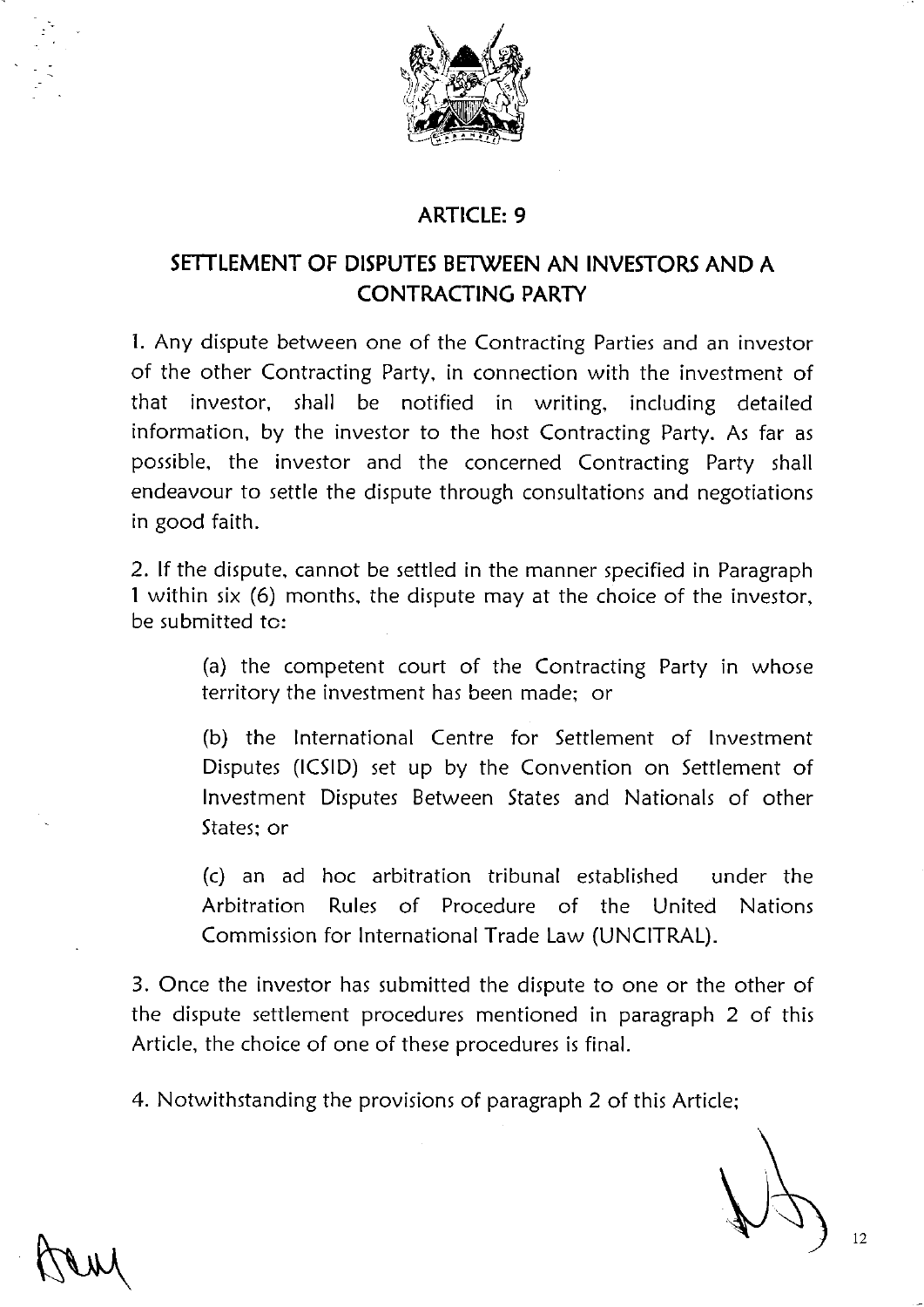## ARTICLE: 9

## SETTLEMENT OF DISPUTES BETWEEN AN INVESTORS AND A CONTRACTING PARTY

1. Any dispute between one of the Contracting Parties and an investor of the other Contracting Party, in connection with the investment of that investor, shall be notified in writing, including detailed information, by the investor to the host Contracting Party. As far as possible, the investor and the concerned Contracting Party shall endeavour to settle the dispute through consultations and negotiations in good faith.

2. If the dispute, cannot be settled in the manner specified in Paragraph 1 within six (6) months, the dispute may at the choice of the investor, be submitted to:

   (a) the competent court of the Contracting Party in whose territory the investment has been made; or

   (b) the International Centre for Settlement of Investment Disputes (ICSID) set up by the Convention on Settlement of Investment Disputes Between States and Nationals of other States; or

   (c) an ad hoc arbitration tribunal established under the Arbitration Rules of Procedure of the United Nations Commission for International Trade Law (UNCITRAL).

3. Once the investor has submitted the dispute to one or the other of the dispute settlement procedures mentioned in paragraph 2 of this Article, the choice of one of these procedures is final.

4. Notwithstanding the provisions of paragraph 2 of this Article;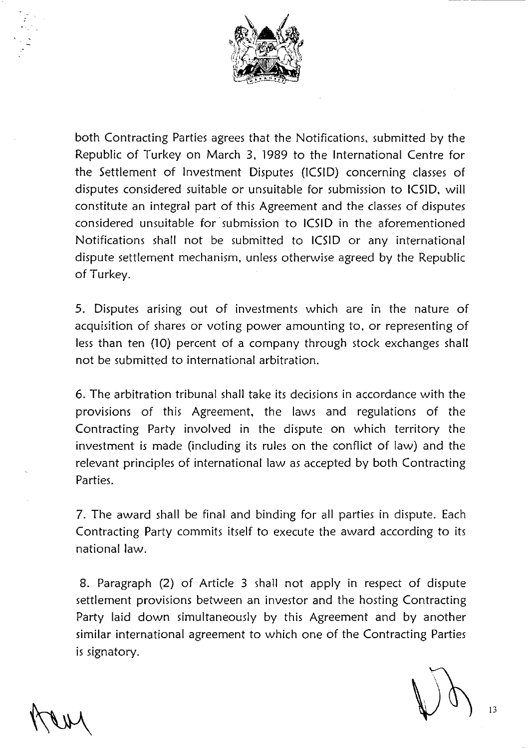both Contracting Parties agrees that the Notifications, submitted by the Republic of Turkey on March 3, 1989 to the International Centre for the Settlement of Investment Disputes (ICSID) concerning classes of disputes considered suitable or unsuitable for submission to ICSID, will constitute an integral part of this Agreement and the classes of disputes considered unsuitable for submission to ICSID in the aforementioned Notifications shall not be submitted to ICSID or any international dispute settlement mechanism, unless otherwise agreed by the Republic of Turkey.

5. Disputes arising out of investments which are in the nature of acquisition of shares or voting power amounting to, or representing of less than ten (10) percent of a company through stock exchanges shall not be submitted to international arbitration.

6. The arbitration tribunal shall take its decisions in accordance with the provisions of this Agreement, the laws and regulations of the Contracting Party involved in the dispute on which territory the investment is made (including its rules on the conflict of law) and the relevant principles of international law as accepted by both Contracting Parties.

7. The award shall be final and binding for all parties in dispute. Each Contracting Party commits itself to execute the award according to its national law.

8. Paragraph (2) of Article 3 shall not apply in respect of dispute settlement provisions between an investor and the hosting Contracting Party laid down simultaneously by this Agreement and by another similar international agreement to which one of the Contracting Parties is signatory.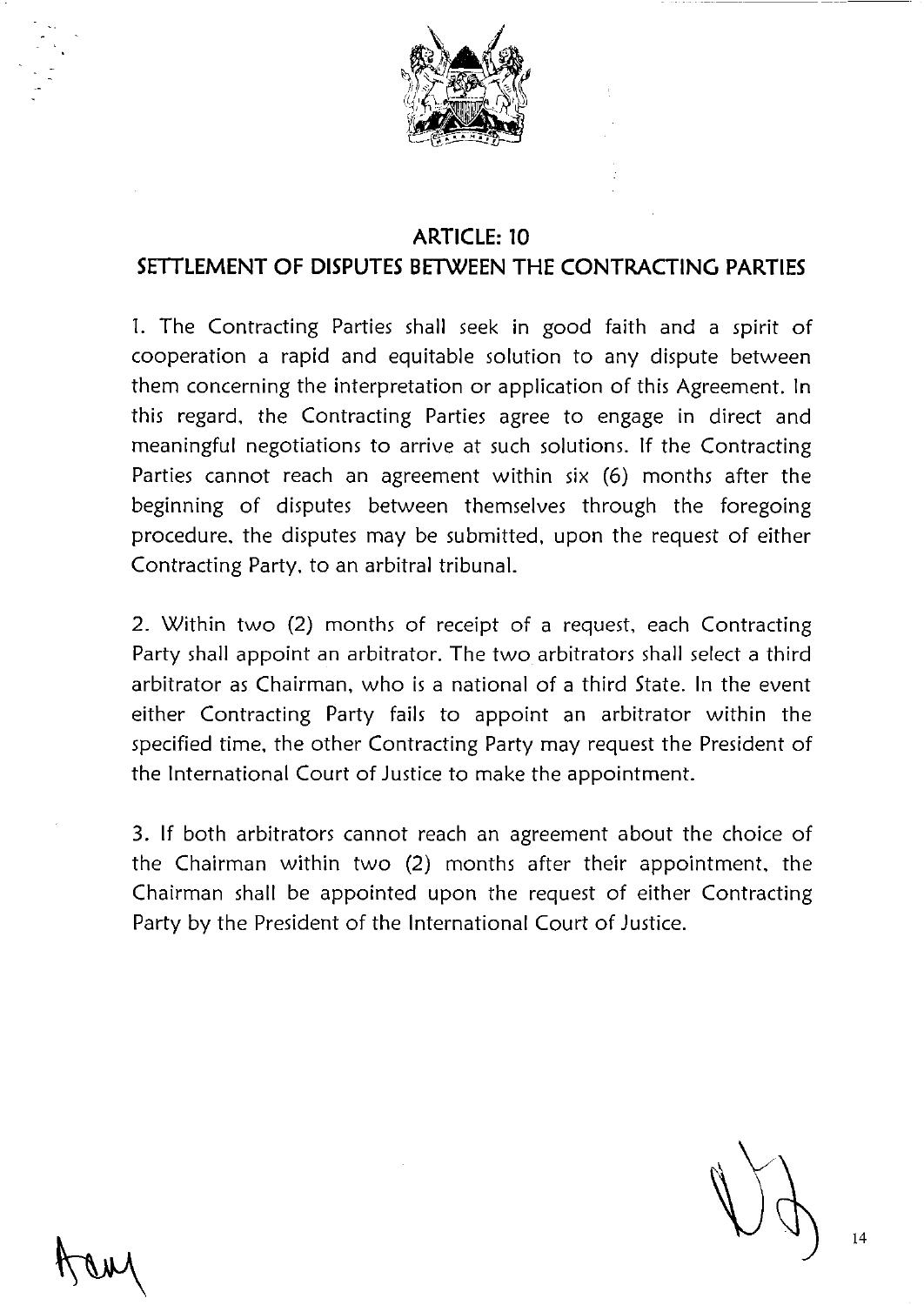## ARTICLE: 10
## SETTLEMENT OF DISPUTES BETWEEN THE CONTRACTING PARTIES

1. The Contracting Parties shall seek in good faith and a spirit of cooperation a rapid and equitable solution to any dispute between them concerning the interpretation or application of this Agreement. In this regard, the Contracting Parties agree to engage in direct and meaningful negotiations to arrive at such solutions. If the Contracting Parties cannot reach an agreement within six (6) months after the beginning of disputes between themselves through the foregoing procedure, the disputes may be submitted, upon the request of either Contracting Party, to an arbitral tribunal.

2. Within two (2) months of receipt of a request, each Contracting Party shall appoint an arbitrator. The two arbitrators shall select a third arbitrator as Chairman, who is a national of a third State. In the event either Contracting Party fails to appoint an arbitrator within the specified time, the other Contracting Party may request the President of the International Court of Justice to make the appointment.

3. If both arbitrators cannot reach an agreement about the choice of the Chairman within two (2) months after their appointment, the Chairman shall be appointed upon the request of either Contracting Party by the President of the International Court of Justice.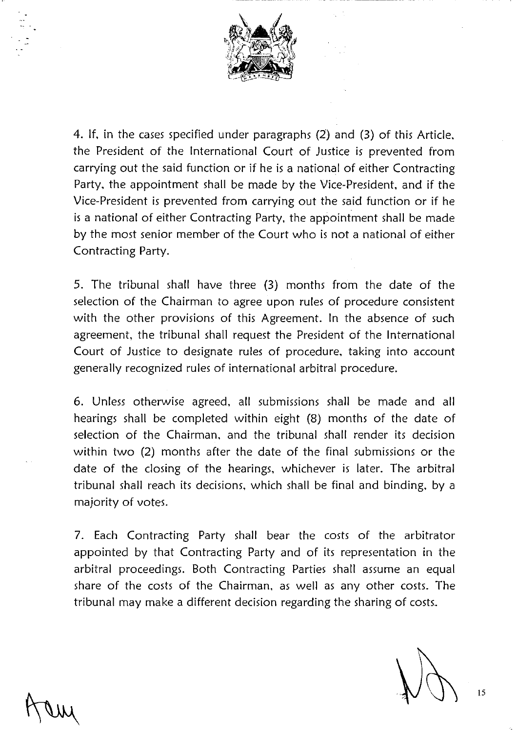4. If, in the cases specified under paragraphs (2) and (3) of this Article, the President of the International Court of Justice is prevented from carrying out the said function or if he is a national of either Contracting Party, the appointment shall be made by the Vice-President, and if the Vice-President is prevented from carrying out the said function or if he is a national of either Contracting Party, the appointment shall be made by the most senior member of the Court who is not a national of either Contracting Party.

5. The tribunal shall have three (3) months from the date of the selection of the Chairman to agree upon rules of procedure consistent with the other provisions of this Agreement. In the absence of such agreement, the tribunal shall request the President of the International Court of Justice to designate rules of procedure, taking into account generally recognized rules of international arbitral procedure.

6. Unless otherwise agreed, all submissions shall be made and all hearings shall be completed within eight (8) months of the date of selection of the Chairman, and the tribunal shall render its decision within two (2) months after the date of the final submissions or the date of the closing of the hearings, whichever is later. The arbitral tribunal shall reach its decisions, which shall be final and binding, by a majority of votes.

7. Each Contracting Party shall bear the costs of the arbitrator appointed by that Contracting Party and of its representation in the arbitral proceedings. Both Contracting Parties shall assume an equal share of the costs of the Chairman, as well as any other costs. The tribunal may make a different decision regarding the sharing of costs.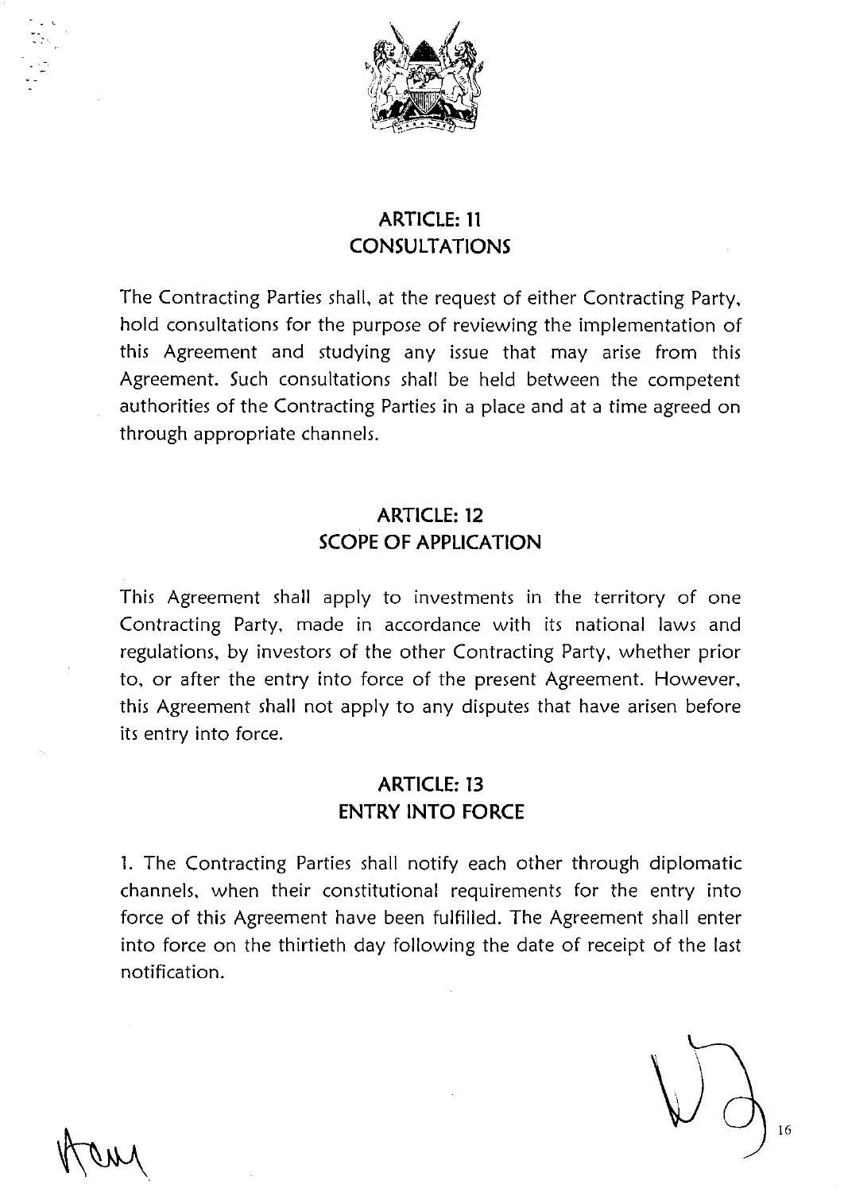## ARTICLE: 11
## CONSULTATIONS

The Contracting Parties shall, at the request of either Contracting Party, hold consultations for the purpose of reviewing the implementation of this Agreement and studying any issue that may arise from this Agreement. Such consultations shall be held between the competent authorities of the Contracting Parties in a place and at a time agreed on through appropriate channels.

## ARTICLE: 12
## SCOPE OF APPLICATION

This Agreement shall apply to investments in the territory of one Contracting Party, made in accordance with its national laws and regulations, by investors of the other Contracting Party, whether prior to, or after the entry into force of the present Agreement. However, this Agreement shall not apply to any disputes that have arisen before its entry into force.

## ARTICLE: 13
## ENTRY INTO FORCE

1. The Contracting Parties shall notify each other through diplomatic channels, when their constitutional requirements for the entry into force of this Agreement have been fulfilled. The Agreement shall enter into force on the thirtieth day following the date of receipt of the last notification.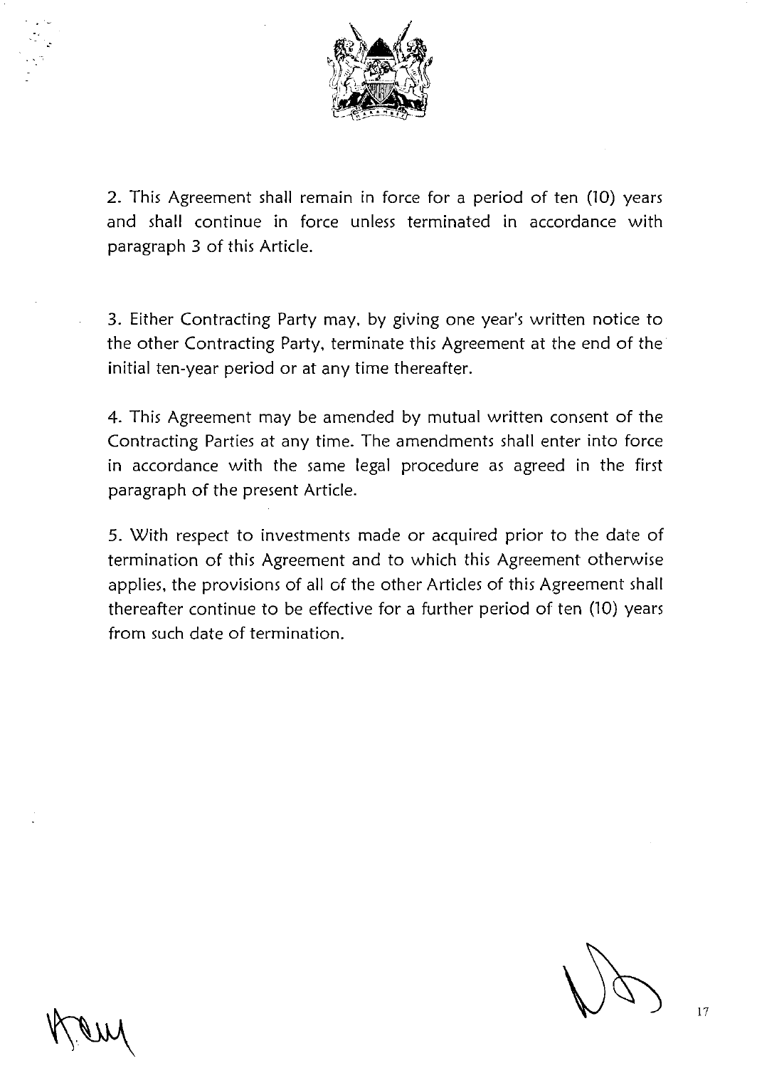2. This Agreement shall remain in force for a period of ten (10) years and shall continue in force unless terminated in accordance with paragraph 3 of this Article.

3. Either Contracting Party may, by giving one year's written notice to the other Contracting Party, terminate this Agreement at the end of the initial ten-year period or at any time thereafter.

4. This Agreement may be amended by mutual written consent of the Contracting Parties at any time. The amendments shall enter into force in accordance with the same legal procedure as agreed in the first paragraph of the present Article.

5. With respect to investments made or acquired prior to the date of termination of this Agreement and to which this Agreement otherwise applies, the provisions of all of the other Articles of this Agreement shall thereafter continue to be effective for a further period of ten (10) years from such date of termination.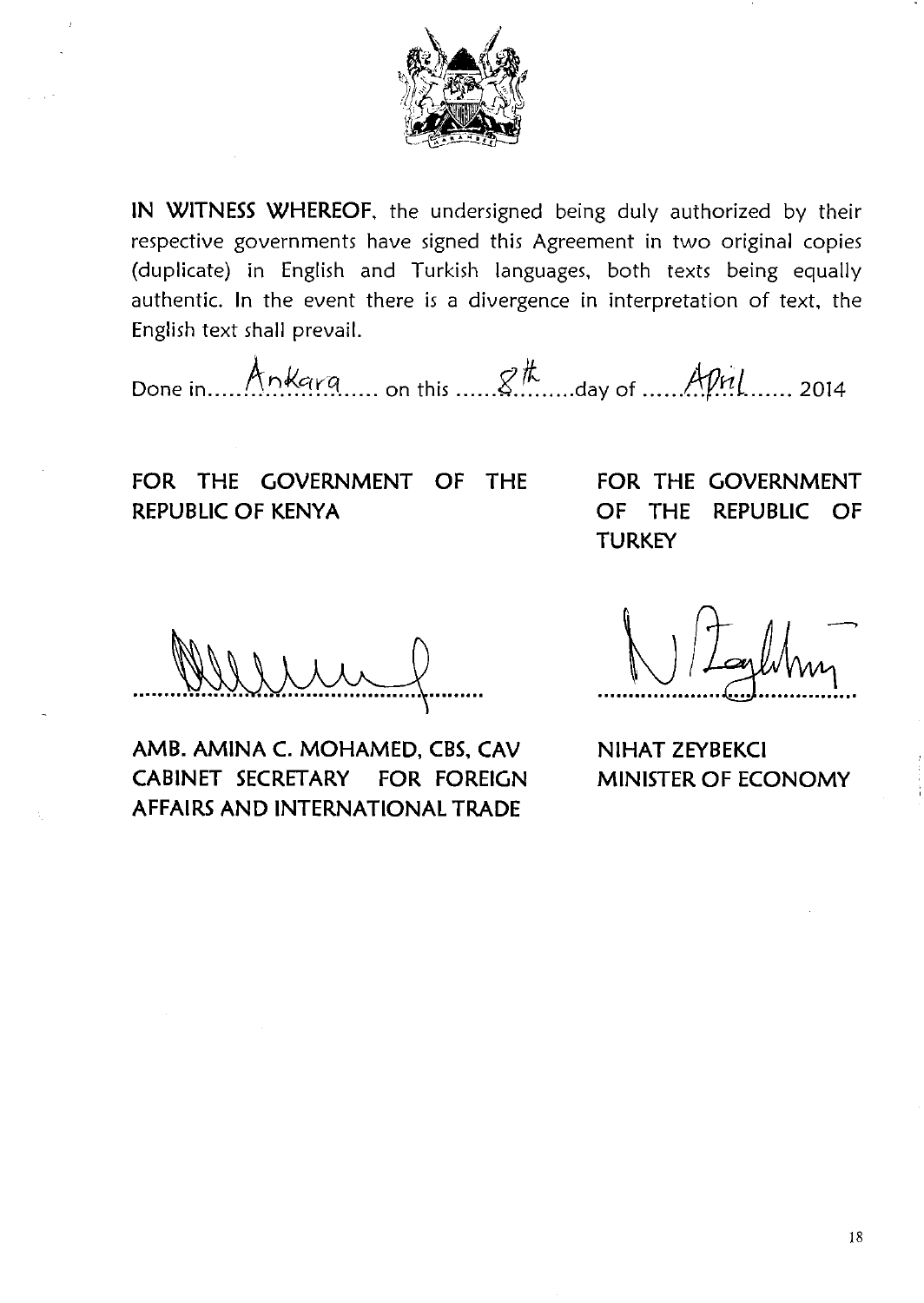**IN WITNESS WHEREOF**, the undersigned being duly authorized by their respective governments have signed this Agreement in two original copies (duplicate) in English and Turkish languages, both texts being equally authentic. In the event there is a divergence in interpretation of text, the English text shall prevail.

Done in ....Ankara.... on this ....8th....day of ....April.... 2014

| | |
|---|---|
| **FOR THE GOVERNMENT OF THE REPUBLIC OF KENYA** | **FOR THE GOVERNMENT OF THE REPUBLIC OF TURKEY** |
| ............................................ | ............................................ |
| **AMB. AMINA C. MOHAMED, CBS, CAV** | **NIHAT ZEYBEKCI** |
| **CABINET SECRETARY FOR FOREIGN AFFAIRS AND INTERNATIONAL TRADE** | **MINISTER OF ECONOMY** |